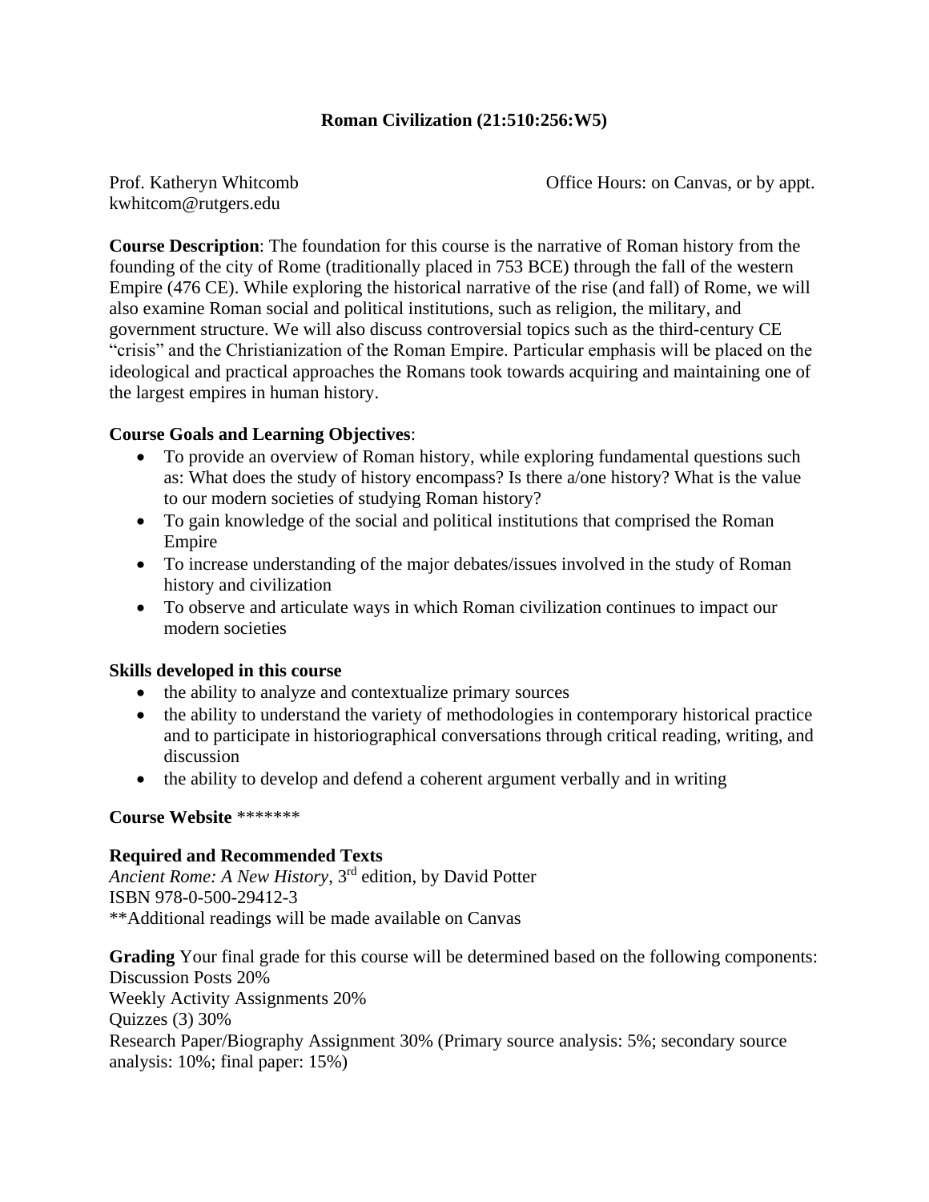# Roman Civilization (21:510:256:W5)

Prof. Katheryn Whitcomb
kwhitcom@rutgers.edu

Office Hours: on Canvas, or by appt.

**Course Description**: The foundation for this course is the narrative of Roman history from the founding of the city of Rome (traditionally placed in 753 BCE) through the fall of the western Empire (476 CE). While exploring the historical narrative of the rise (and fall) of Rome, we will also examine Roman social and political institutions, such as religion, the military, and government structure. We will also discuss controversial topics such as the third-century CE "crisis" and the Christianization of the Roman Empire. Particular emphasis will be placed on the ideological and practical approaches the Romans took towards acquiring and maintaining one of the largest empires in human history.

**Course Goals and Learning Objectives**:

- To provide an overview of Roman history, while exploring fundamental questions such as: What does the study of history encompass? Is there a/one history? What is the value to our modern societies of studying Roman history?
- To gain knowledge of the social and political institutions that comprised the Roman Empire
- To increase understanding of the major debates/issues involved in the study of Roman history and civilization
- To observe and articulate ways in which Roman civilization continues to impact our modern societies

**Skills developed in this course**

- the ability to analyze and contextualize primary sources
- the ability to understand the variety of methodologies in contemporary historical practice and to participate in historiographical conversations through critical reading, writing, and discussion
- the ability to develop and defend a coherent argument verbally and in writing

**Course Website** *******

**Required and Recommended Texts**
*Ancient Rome: A New History*, 3rd edition, by David Potter
ISBN 978-0-500-29412-3
**Additional readings will be made available on Canvas

**Grading** Your final grade for this course will be determined based on the following components:
Discussion Posts 20%
Weekly Activity Assignments 20%
Quizzes (3) 30%
Research Paper/Biography Assignment 30% (Primary source analysis: 5%; secondary source analysis: 10%; final paper: 15%)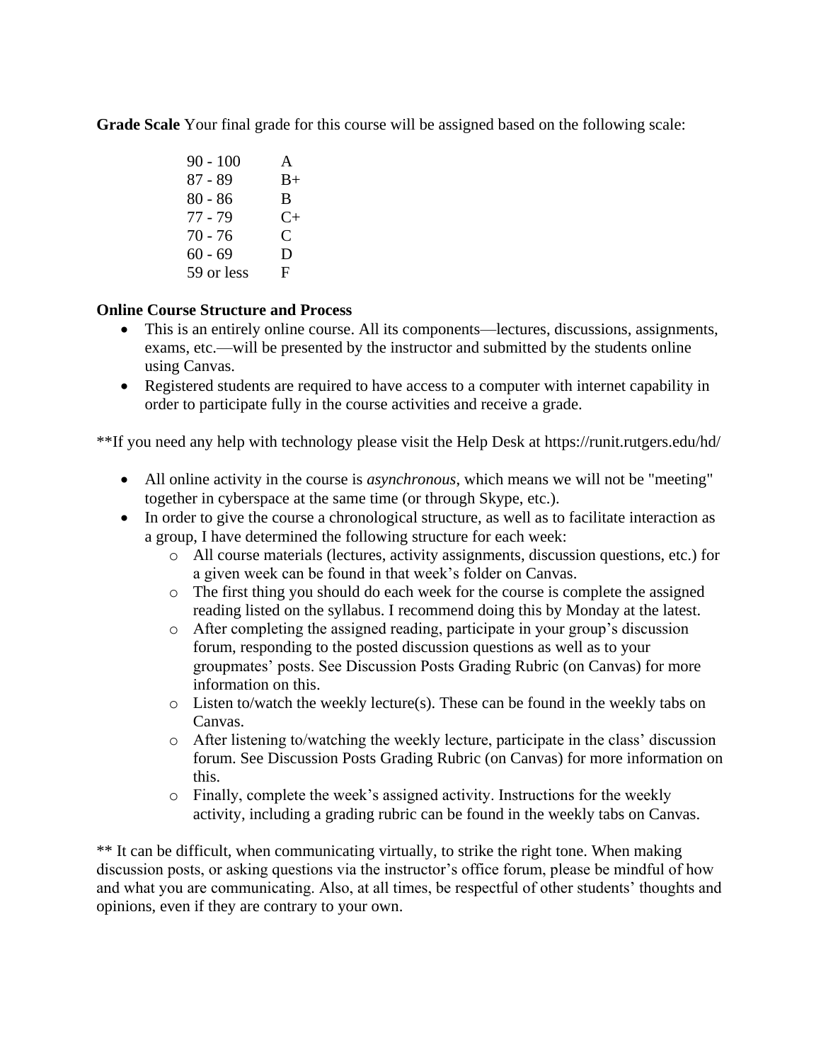**Grade Scale** Your final grade for this course will be assigned based on the following scale:

| | |
|---|---|
| 90 - 100 | A |
| 87 - 89 | B+ |
| 80 - 86 | B |
| 77 - 79 | C+ |
| 70 - 76 | C |
| 60 - 69 | D |
| 59 or less | F |

**Online Course Structure and Process**

- This is an entirely online course. All its components—lectures, discussions, assignments, exams, etc.—will be presented by the instructor and submitted by the students online using Canvas.
- Registered students are required to have access to a computer with internet capability in order to participate fully in the course activities and receive a grade.

**If you need any help with technology please visit the Help Desk at https://runit.rutgers.edu/hd/

- All online activity in the course is *asynchronous*, which means we will not be "meeting" together in cyberspace at the same time (or through Skype, etc.).
- In order to give the course a chronological structure, as well as to facilitate interaction as a group, I have determined the following structure for each week:
    - All course materials (lectures, activity assignments, discussion questions, etc.) for a given week can be found in that week's folder on Canvas.
    - The first thing you should do each week for the course is complete the assigned reading listed on the syllabus. I recommend doing this by Monday at the latest.
    - After completing the assigned reading, participate in your group's discussion forum, responding to the posted discussion questions as well as to your groupmates' posts. See Discussion Posts Grading Rubric (on Canvas) for more information on this.
    - Listen to/watch the weekly lecture(s). These can be found in the weekly tabs on Canvas.
    - After listening to/watching the weekly lecture, participate in the class' discussion forum. See Discussion Posts Grading Rubric (on Canvas) for more information on this.
    - Finally, complete the week's assigned activity. Instructions for the weekly activity, including a grading rubric can be found in the weekly tabs on Canvas.

** It can be difficult, when communicating virtually, to strike the right tone. When making discussion posts, or asking questions via the instructor's office forum, please be mindful of how and what you are communicating. Also, at all times, be respectful of other students' thoughts and opinions, even if they are contrary to your own.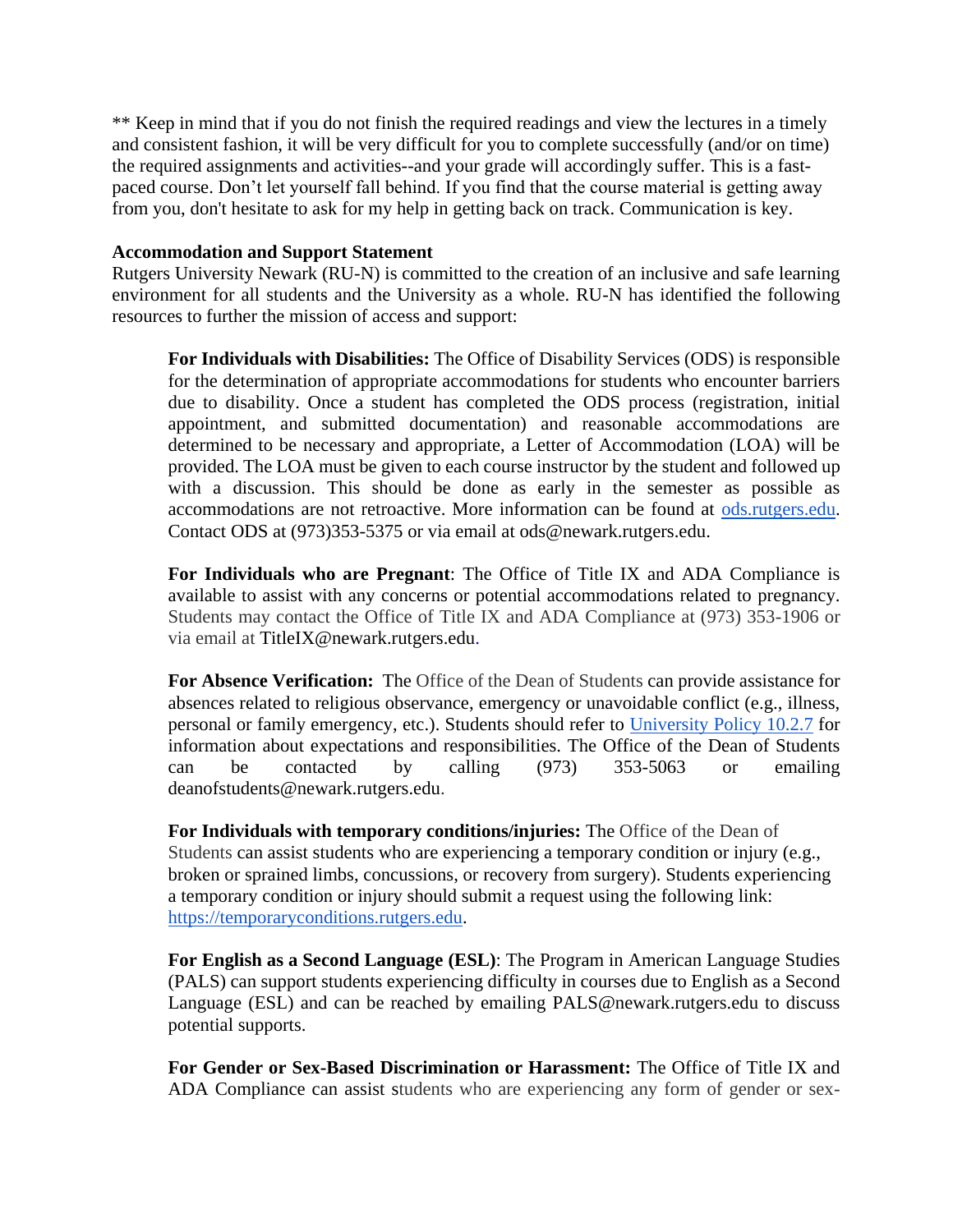** Keep in mind that if you do not finish the required readings and view the lectures in a timely and consistent fashion, it will be very difficult for you to complete successfully (and/or on time) the required assignments and activities--and your grade will accordingly suffer. This is a fast-paced course. Don't let yourself fall behind. If you find that the course material is getting away from you, don't hesitate to ask for my help in getting back on track. Communication is key.

**Accommodation and Support Statement**
Rutgers University Newark (RU-N) is committed to the creation of an inclusive and safe learning environment for all students and the University as a whole. RU-N has identified the following resources to further the mission of access and support:

> **For Individuals with Disabilities:** The Office of Disability Services (ODS) is responsible for the determination of appropriate accommodations for students who encounter barriers due to disability. Once a student has completed the ODS process (registration, initial appointment, and submitted documentation) and reasonable accommodations are determined to be necessary and appropriate, a Letter of Accommodation (LOA) will be provided. The LOA must be given to each course instructor by the student and followed up with a discussion. This should be done as early in the semester as possible as accommodations are not retroactive. More information can be found at [ods.rutgers.edu](ods.rutgers.edu). Contact ODS at (973)353-5375 or via email at ods@newark.rutgers.edu.
>
> **For Individuals who are Pregnant**: The Office of Title IX and ADA Compliance is available to assist with any concerns or potential accommodations related to pregnancy. Students may contact the Office of Title IX and ADA Compliance at (973) 353-1906 or via email at TitleIX@newark.rutgers.edu.
>
> **For Absence Verification:** The Office of the Dean of Students can provide assistance for absences related to religious observance, emergency or unavoidable conflict (e.g., illness, personal or family emergency, etc.). Students should refer to University Policy 10.2.7 for information about expectations and responsibilities. The Office of the Dean of Students can be contacted by calling (973) 353-5063 or emailing deanofstudents@newark.rutgers.edu.
>
> **For Individuals with temporary conditions/injuries:** The Office of the Dean of Students can assist students who are experiencing a temporary condition or injury (e.g., broken or sprained limbs, concussions, or recovery from surgery). Students experiencing a temporary condition or injury should submit a request using the following link: [https://temporaryconditions.rutgers.edu](https://temporaryconditions.rutgers.edu).
>
> **For English as a Second Language (ESL)**: The Program in American Language Studies (PALS) can support students experiencing difficulty in courses due to English as a Second Language (ESL) and can be reached by emailing PALS@newark.rutgers.edu to discuss potential supports.
>
> **For Gender or Sex-Based Discrimination or Harassment:** The Office of Title IX and ADA Compliance can assist students who are experiencing any form of gender or sex-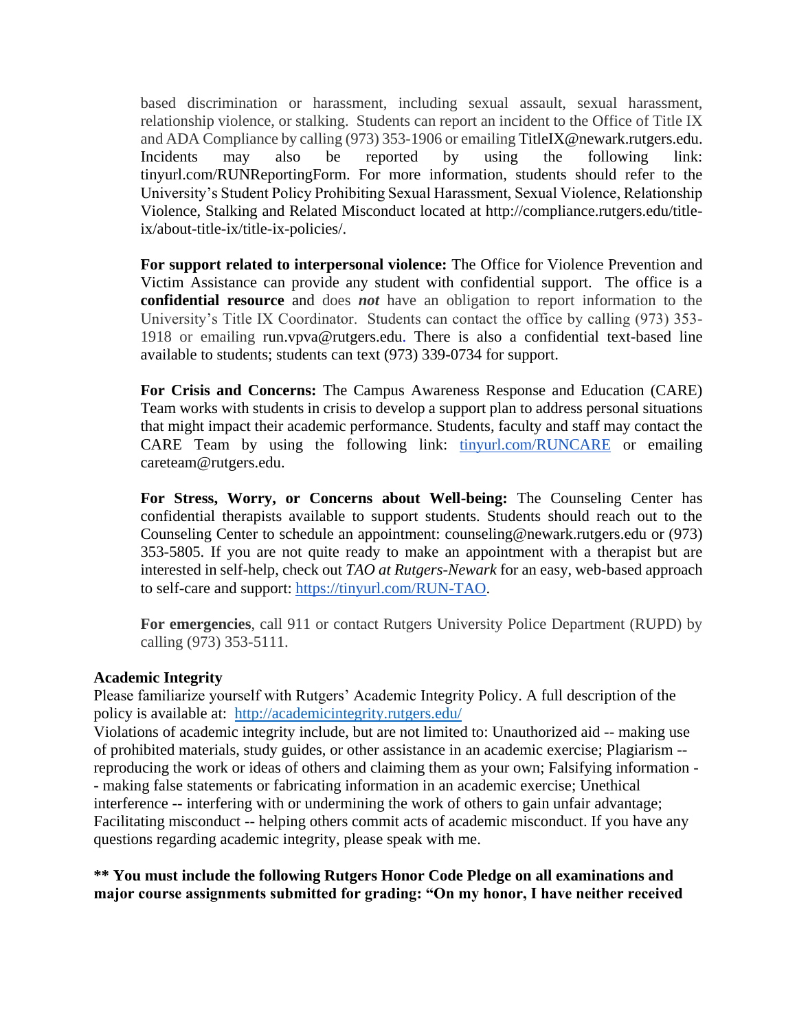based discrimination or harassment, including sexual assault, sexual harassment, relationship violence, or stalking. Students can report an incident to the Office of Title IX and ADA Compliance by calling (973) 353-1906 or emailing TitleIX@newark.rutgers.edu. Incidents may also be reported by using the following link: tinyurl.com/RUNReportingForm. For more information, students should refer to the University's Student Policy Prohibiting Sexual Harassment, Sexual Violence, Relationship Violence, Stalking and Related Misconduct located at http://compliance.rutgers.edu/title-ix/about-title-ix/title-ix-policies/.

**For support related to interpersonal violence:** The Office for Violence Prevention and Victim Assistance can provide any student with confidential support. The office is a **confidential resource** and does ***not*** have an obligation to report information to the University's Title IX Coordinator. Students can contact the office by calling (973) 353-1918 or emailing run.vpva@rutgers.edu. There is also a confidential text-based line available to students; students can text (973) 339-0734 for support.

**For Crisis and Concerns:** The Campus Awareness Response and Education (CARE) Team works with students in crisis to develop a support plan to address personal situations that might impact their academic performance. Students, faculty and staff may contact the CARE Team by using the following link: [tinyurl.com/RUNCARE](tinyurl.com/RUNCARE) or emailing careteam@rutgers.edu.

**For Stress, Worry, or Concerns about Well-being:** The Counseling Center has confidential therapists available to support students. Students should reach out to the Counseling Center to schedule an appointment: counseling@newark.rutgers.edu or (973) 353-5805. If you are not quite ready to make an appointment with a therapist but are interested in self-help, check out *TAO at Rutgers-Newark* for an easy, web-based approach to self-care and support: [https://tinyurl.com/RUN-TAO](https://tinyurl.com/RUN-TAO).

**For emergencies**, call 911 or contact Rutgers University Police Department (RUPD) by calling (973) 353-5111.

**Academic Integrity**

Please familiarize yourself with Rutgers' Academic Integrity Policy. A full description of the policy is available at: [http://academicintegrity.rutgers.edu/](http://academicintegrity.rutgers.edu/)

Violations of academic integrity include, but are not limited to: Unauthorized aid -- making use of prohibited materials, study guides, or other assistance in an academic exercise; Plagiarism -- reproducing the work or ideas of others and claiming them as your own; Falsifying information -- making false statements or fabricating information in an academic exercise; Unethical interference -- interfering with or undermining the work of others to gain unfair advantage; Facilitating misconduct -- helping others commit acts of academic misconduct. If you have any questions regarding academic integrity, please speak with me.

**** You must include the following Rutgers Honor Code Pledge on all examinations and major course assignments submitted for grading: "On my honor, I have neither received**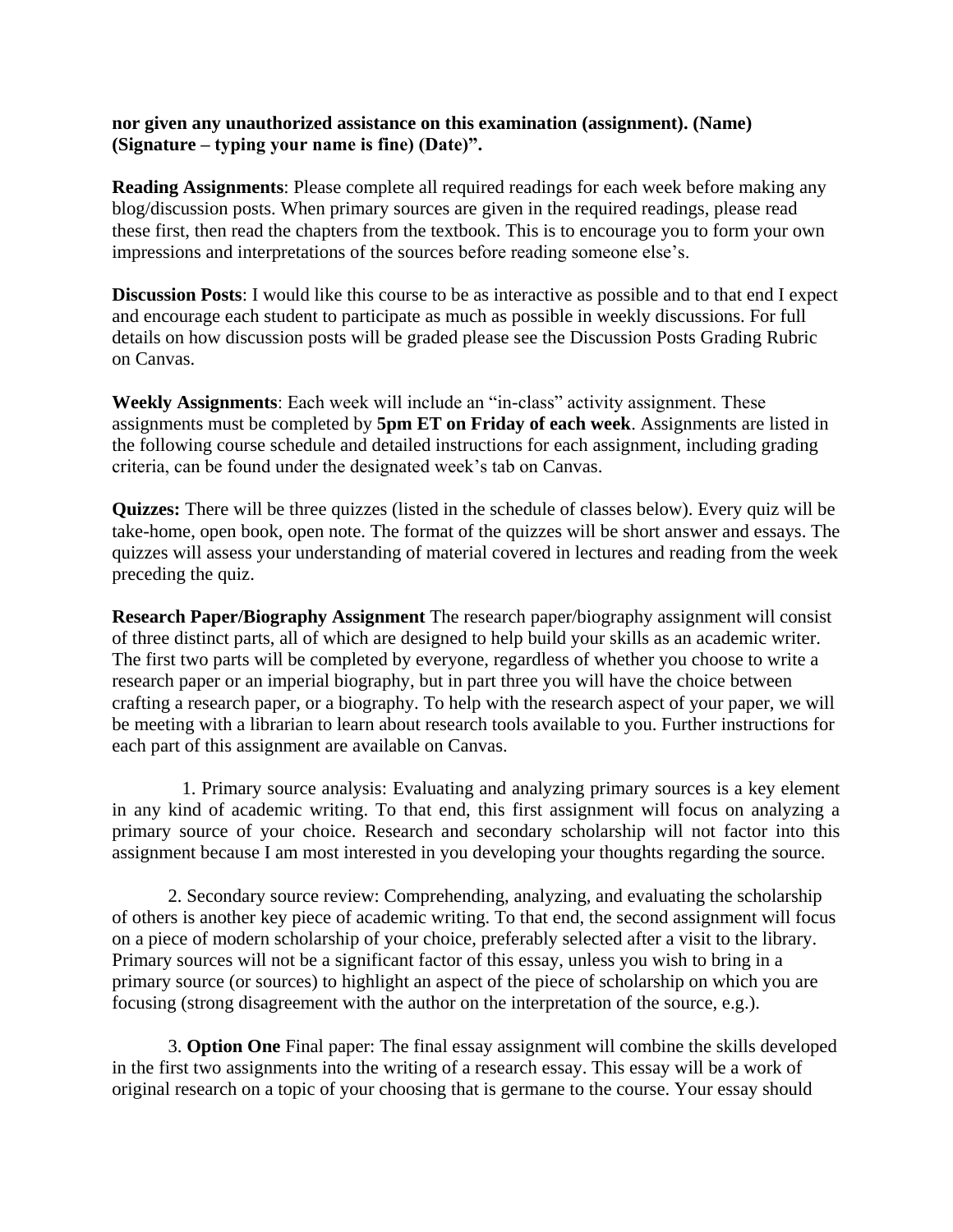**nor given any unauthorized assistance on this examination (assignment). (Name) (Signature – typing your name is fine) (Date)".**

**Reading Assignments**: Please complete all required readings for each week before making any blog/discussion posts. When primary sources are given in the required readings, please read these first, then read the chapters from the textbook. This is to encourage you to form your own impressions and interpretations of the sources before reading someone else's.

**Discussion Posts**: I would like this course to be as interactive as possible and to that end I expect and encourage each student to participate as much as possible in weekly discussions. For full details on how discussion posts will be graded please see the Discussion Posts Grading Rubric on Canvas.

**Weekly Assignments**: Each week will include an "in-class" activity assignment. These assignments must be completed by **5pm ET on Friday of each week**. Assignments are listed in the following course schedule and detailed instructions for each assignment, including grading criteria, can be found under the designated week's tab on Canvas.

**Quizzes:** There will be three quizzes (listed in the schedule of classes below). Every quiz will be take-home, open book, open note. The format of the quizzes will be short answer and essays. The quizzes will assess your understanding of material covered in lectures and reading from the week preceding the quiz.

**Research Paper/Biography Assignment** The research paper/biography assignment will consist of three distinct parts, all of which are designed to help build your skills as an academic writer. The first two parts will be completed by everyone, regardless of whether you choose to write a research paper or an imperial biography, but in part three you will have the choice between crafting a research paper, or a biography. To help with the research aspect of your paper, we will be meeting with a librarian to learn about research tools available to you. Further instructions for each part of this assignment are available on Canvas.

1. Primary source analysis: Evaluating and analyzing primary sources is a key element in any kind of academic writing. To that end, this first assignment will focus on analyzing a primary source of your choice. Research and secondary scholarship will not factor into this assignment because I am most interested in you developing your thoughts regarding the source.

2. Secondary source review: Comprehending, analyzing, and evaluating the scholarship of others is another key piece of academic writing. To that end, the second assignment will focus on a piece of modern scholarship of your choice, preferably selected after a visit to the library. Primary sources will not be a significant factor of this essay, unless you wish to bring in a primary source (or sources) to highlight an aspect of the piece of scholarship on which you are focusing (strong disagreement with the author on the interpretation of the source, e.g.).

3. **Option One** Final paper: The final essay assignment will combine the skills developed in the first two assignments into the writing of a research essay. This essay will be a work of original research on a topic of your choosing that is germane to the course. Your essay should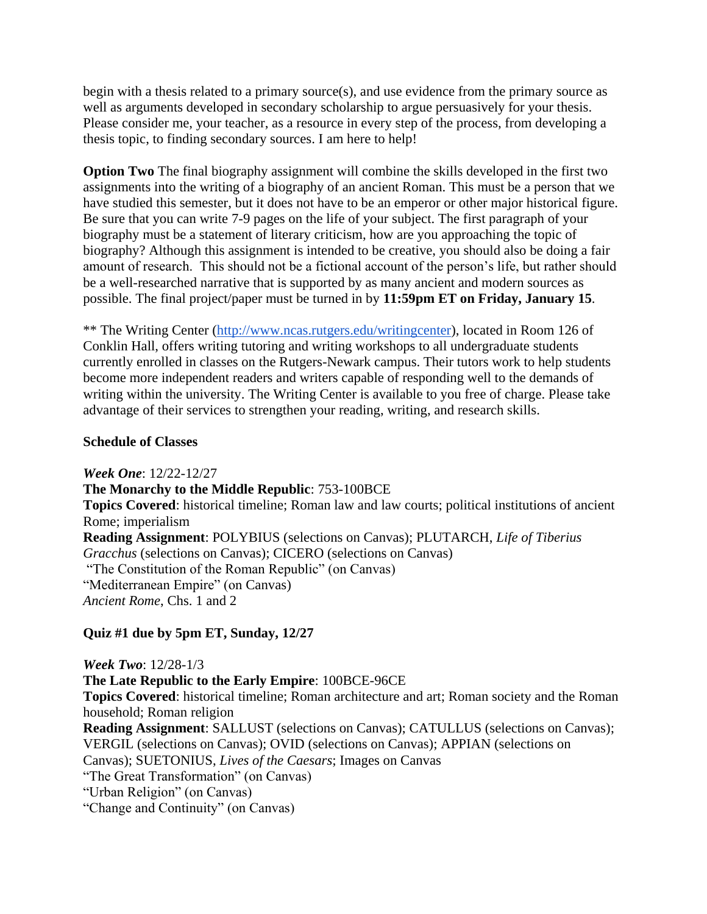begin with a thesis related to a primary source(s), and use evidence from the primary source as well as arguments developed in secondary scholarship to argue persuasively for your thesis. Please consider me, your teacher, as a resource in every step of the process, from developing a thesis topic, to finding secondary sources. I am here to help!

**Option Two** The final biography assignment will combine the skills developed in the first two assignments into the writing of a biography of an ancient Roman. This must be a person that we have studied this semester, but it does not have to be an emperor or other major historical figure. Be sure that you can write 7-9 pages on the life of your subject. The first paragraph of your biography must be a statement of literary criticism, how are you approaching the topic of biography? Although this assignment is intended to be creative, you should also be doing a fair amount of research. This should not be a fictional account of the person's life, but rather should be a well-researched narrative that is supported by as many ancient and modern sources as possible. The final project/paper must be turned in by **11:59pm ET on Friday, January 15**.

** The Writing Center ([http://www.ncas.rutgers.edu/writingcenter](http://www.ncas.rutgers.edu/writingcenter)), located in Room 126 of Conklin Hall, offers writing tutoring and writing workshops to all undergraduate students currently enrolled in classes on the Rutgers-Newark campus. Their tutors work to help students become more independent readers and writers capable of responding well to the demands of writing within the university. The Writing Center is available to you free of charge. Please take advantage of their services to strengthen your reading, writing, and research skills.

**Schedule of Classes**

***Week One***: 12/22-12/27
**The Monarchy to the Middle Republic**: 753-100BCE
**Topics Covered**: historical timeline; Roman law and law courts; political institutions of ancient Rome; imperialism
**Reading Assignment**: POLYBIUS (selections on Canvas); PLUTARCH, *Life of Tiberius Gracchus* (selections on Canvas); CICERO (selections on Canvas)
"The Constitution of the Roman Republic" (on Canvas)
"Mediterranean Empire" (on Canvas)
*Ancient Rome*, Chs. 1 and 2

**Quiz #1 due by 5pm ET, Sunday, 12/27**

***Week Two***: 12/28-1/3
**The Late Republic to the Early Empire**: 100BCE-96CE
**Topics Covered**: historical timeline; Roman architecture and art; Roman society and the Roman household; Roman religion
**Reading Assignment**: SALLUST (selections on Canvas); CATULLUS (selections on Canvas); VERGIL (selections on Canvas); OVID (selections on Canvas); APPIAN (selections on Canvas); SUETONIUS, *Lives of the Caesars*; Images on Canvas
"The Great Transformation" (on Canvas)
"Urban Religion" (on Canvas)
"Change and Continuity" (on Canvas)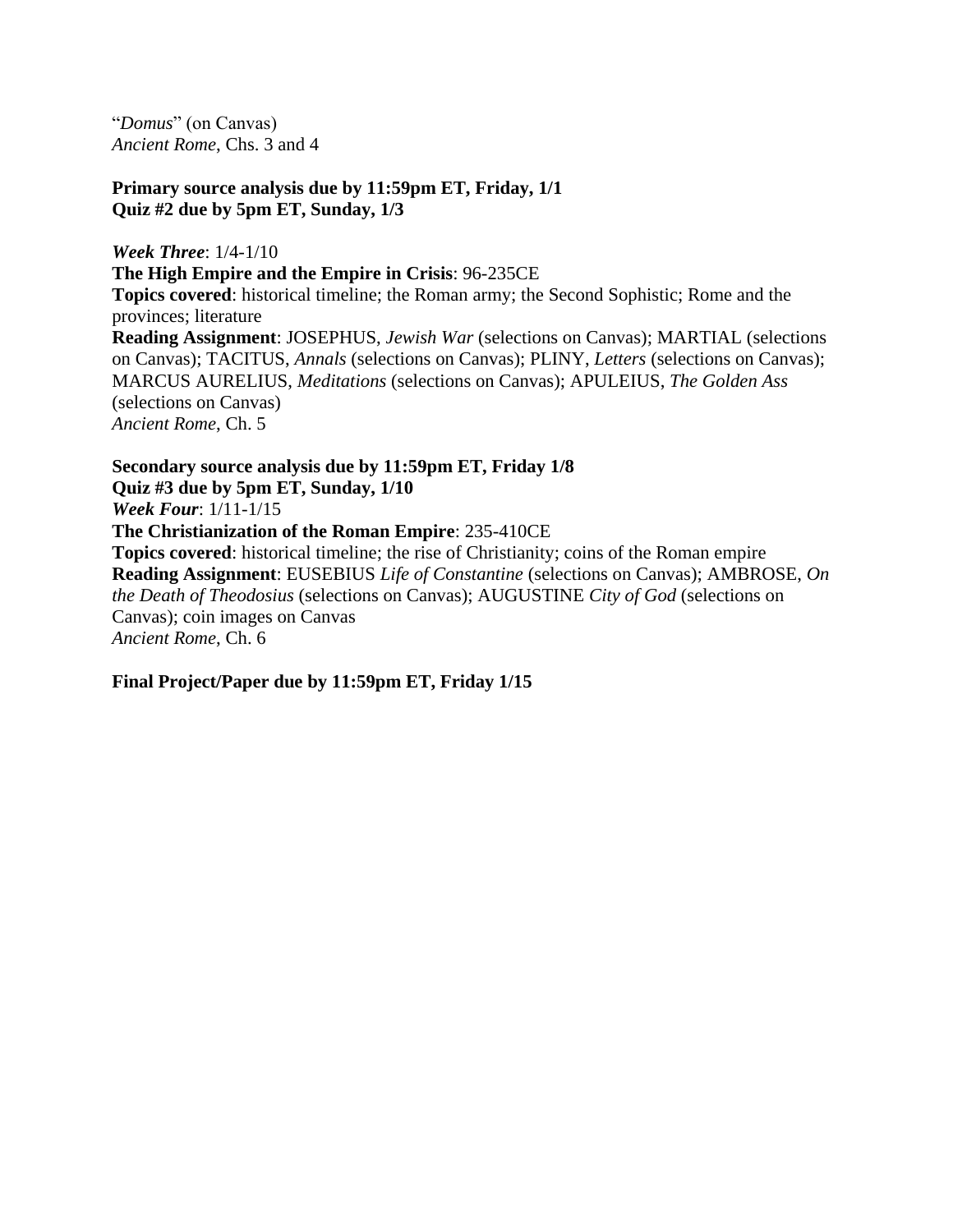"*Domus*" (on Canvas)
*Ancient Rome*, Chs. 3 and 4

**Primary source analysis due by 11:59pm ET, Friday, 1/1**
**Quiz #2 due by 5pm ET, Sunday, 1/3**

***Week Three***: 1/4-1/10
**The High Empire and the Empire in Crisis**: 96-235CE
**Topics covered**: historical timeline; the Roman army; the Second Sophistic; Rome and the provinces; literature
**Reading Assignment**: JOSEPHUS, *Jewish War* (selections on Canvas); MARTIAL (selections on Canvas); TACITUS, *Annals* (selections on Canvas); PLINY, *Letters* (selections on Canvas); MARCUS AURELIUS, *Meditations* (selections on Canvas); APULEIUS, *The Golden Ass* (selections on Canvas)
*Ancient Rome*, Ch. 5

**Secondary source analysis due by 11:59pm ET, Friday 1/8**
**Quiz #3 due by 5pm ET, Sunday, 1/10**
***Week Four***: 1/11-1/15
**The Christianization of the Roman Empire**: 235-410CE
**Topics covered**: historical timeline; the rise of Christianity; coins of the Roman empire
**Reading Assignment**: EUSEBIUS *Life of Constantine* (selections on Canvas); AMBROSE, *On the Death of Theodosius* (selections on Canvas); AUGUSTINE *City of God* (selections on Canvas); coin images on Canvas
*Ancient Rome*, Ch. 6

**Final Project/Paper due by 11:59pm ET, Friday 1/15**